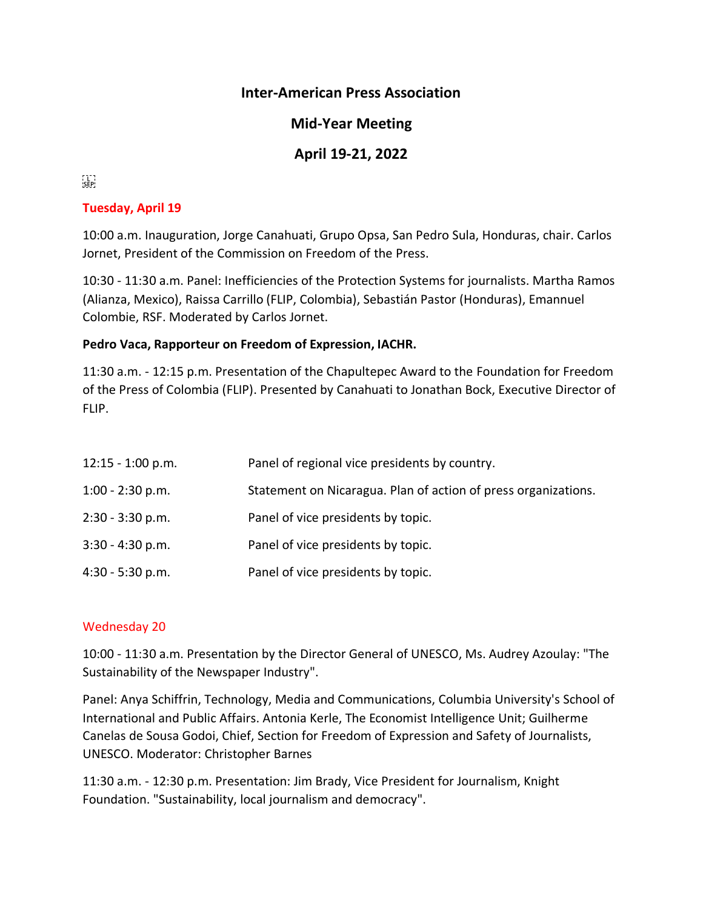# Inter-American Press Association

## Mid-Year Meeting

## April 19-21, 2022

### Tuesday, April 19

10:00 a.m. Inauguration, Jorge Canahuati, Grupo Opsa, San Pedro Sula, Honduras, chair. Carlos Jornet, President of the Commission on Freedom of the Press.

10:30 - 11:30 a.m. Panel: Inefficiencies of the Protection Systems for journalists. Martha Ramos (Alianza, Mexico), Raissa Carrillo (FLIP, Colombia), Sebastián Pastor (Honduras), Emannuel Colombie, RSF. Moderated by Carlos Jornet.

**Pedro Vaca, Rapporteur on Freedom of Expression, IACHR.**

11:30 a.m. - 12:15 p.m. Presentation of the Chapultepec Award to the Foundation for Freedom of the Press of Colombia (FLIP). Presented by Canahuati to Jonathan Bock, Executive Director of FLIP.

| | |
|---|---|
| 12:15 - 1:00 p.m. | Panel of regional vice presidents by country. |
| 1:00 - 2:30 p.m. | Statement on Nicaragua. Plan of action of press organizations. |
| 2:30 - 3:30 p.m. | Panel of vice presidents by topic. |
| 3:30 - 4:30 p.m. | Panel of vice presidents by topic. |
| 4:30 - 5:30 p.m. | Panel of vice presidents by topic. |

### Wednesday 20

10:00 - 11:30 a.m. Presentation by the Director General of UNESCO, Ms. Audrey Azoulay: "The Sustainability of the Newspaper Industry".

Panel: Anya Schiffrin, Technology, Media and Communications, Columbia University's School of International and Public Affairs. Antonia Kerle, The Economist Intelligence Unit; Guilherme Canelas de Sousa Godoi, Chief, Section for Freedom of Expression and Safety of Journalists, UNESCO. Moderator: Christopher Barnes

11:30 a.m. - 12:30 p.m. Presentation: Jim Brady, Vice President for Journalism, Knight Foundation. "Sustainability, local journalism and democracy".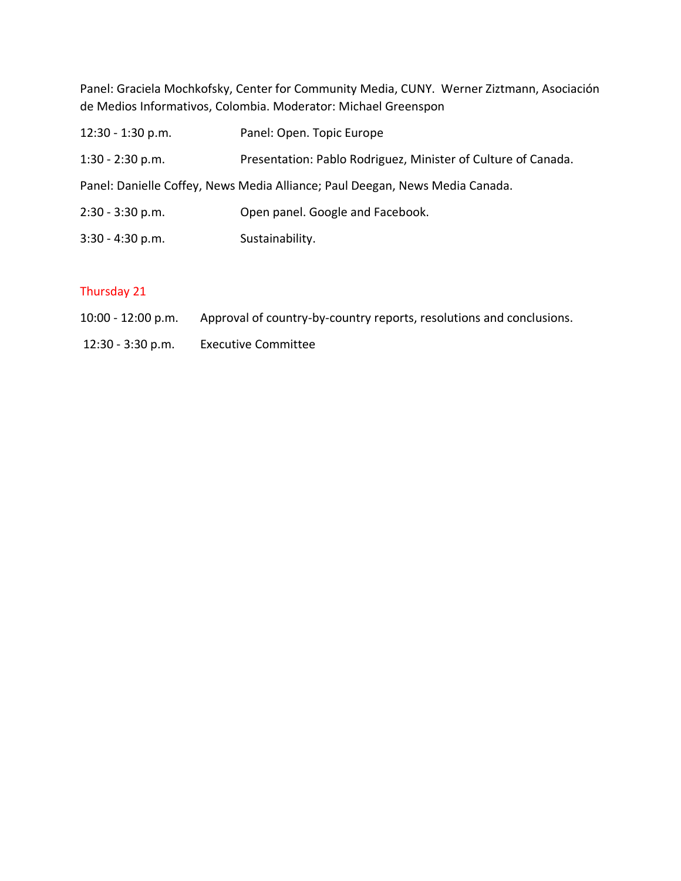Panel: Graciela Mochkofsky, Center for Community Media, CUNY. Werner Ziztmann, Asociación de Medios Informativos, Colombia. Moderator: Michael Greenspon

12:30 - 1:30 p.m. Panel: Open. Topic Europe

1:30 - 2:30 p.m. Presentation: Pablo Rodriguez, Minister of Culture of Canada.

Panel: Danielle Coffey, News Media Alliance; Paul Deegan, News Media Canada.

2:30 - 3:30 p.m. Open panel. Google and Facebook.

3:30 - 4:30 p.m. Sustainability.

## Thursday 21

10:00 - 12:00 p.m. Approval of country-by-country reports, resolutions and conclusions.

12:30 - 3:30 p.m. Executive Committee